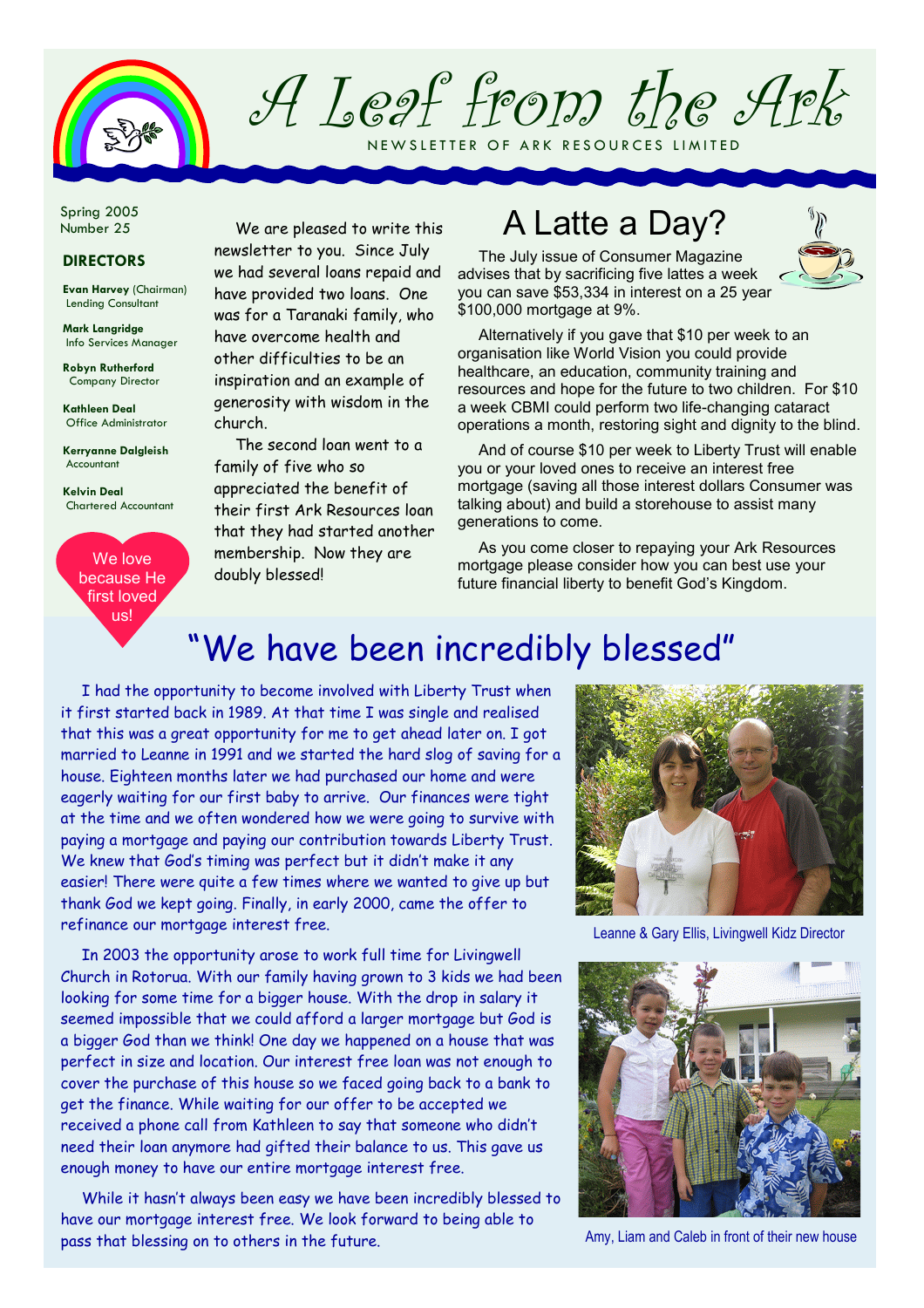# A Leaf from the Ark

NEWSLETTER OF ARK RESOURCES LIMITED

Spring 2005
Number 25

**DIRECTORS**

**Evan Harvey** (Chairman)
Lending Consultant

**Mark Langridge**
Info Services Manager

**Robyn Rutherford**
Company Director

**Kathleen Deal**
Office Administrator

**Kerryanne Dalgleish**
Accountant

**Kelvin Deal**
Chartered Accountant

We love because He first loved us!

We are pleased to write this newsletter to you. Since July we had several loans repaid and have provided two loans. One was for a Taranaki family, who have overcome health and other difficulties to be an inspiration and an example of generosity with wisdom in the church.

The second loan went to a family of five who so appreciated the benefit of their first Ark Resources loan that they had started another membership. Now they are doubly blessed!

## A Latte a Day?

The July issue of Consumer Magazine advises that by sacrificing five lattes a week you can save $53,334 in interest on a 25 year $100,000 mortgage at 9%.

Alternatively if you gave that $10 per week to an organisation like World Vision you could provide healthcare, an education, community training and resources and hope for the future to two children. For $10 a week CBMI could perform two life-changing cataract operations a month, restoring sight and dignity to the blind.

And of course $10 per week to Liberty Trust will enable you or your loved ones to receive an interest free mortgage (saving all those interest dollars Consumer was talking about) and build a storehouse to assist many generations to come.

As you come closer to repaying your Ark Resources mortgage please consider how you can best use your future financial liberty to benefit God's Kingdom.

## "We have been incredibly blessed"

I had the opportunity to become involved with Liberty Trust when it first started back in 1989. At that time I was single and realised that this was a great opportunity for me to get ahead later on. I got married to Leanne in 1991 and we started the hard slog of saving for a house. Eighteen months later we had purchased our home and were eagerly waiting for our first baby to arrive. Our finances were tight at the time and we often wondered how we were going to survive with paying a mortgage and paying our contribution towards Liberty Trust. We knew that God's timing was perfect but it didn't make it any easier! There were quite a few times where we wanted to give up but thank God we kept going. Finally, in early 2000, came the offer to refinance our mortgage interest free.

In 2003 the opportunity arose to work full time for Livingwell Church in Rotorua. With our family having grown to 3 kids we had been looking for some time for a bigger house. With the drop in salary it seemed impossible that we could afford a larger mortgage but God is a bigger God than we think! One day we happened on a house that was perfect in size and location. Our interest free loan was not enough to cover the purchase of this house so we faced going back to a bank to get the finance. While waiting for our offer to be accepted we received a phone call from Kathleen to say that someone who didn't need their loan anymore had gifted their balance to us. This gave us enough money to have our entire mortgage interest free.

While it hasn't always been easy we have been incredibly blessed to have our mortgage interest free. We look forward to being able to pass that blessing on to others in the future.

Leanne & Gary Ellis, Livingwell Kidz Director

Amy, Liam and Caleb in front of their new house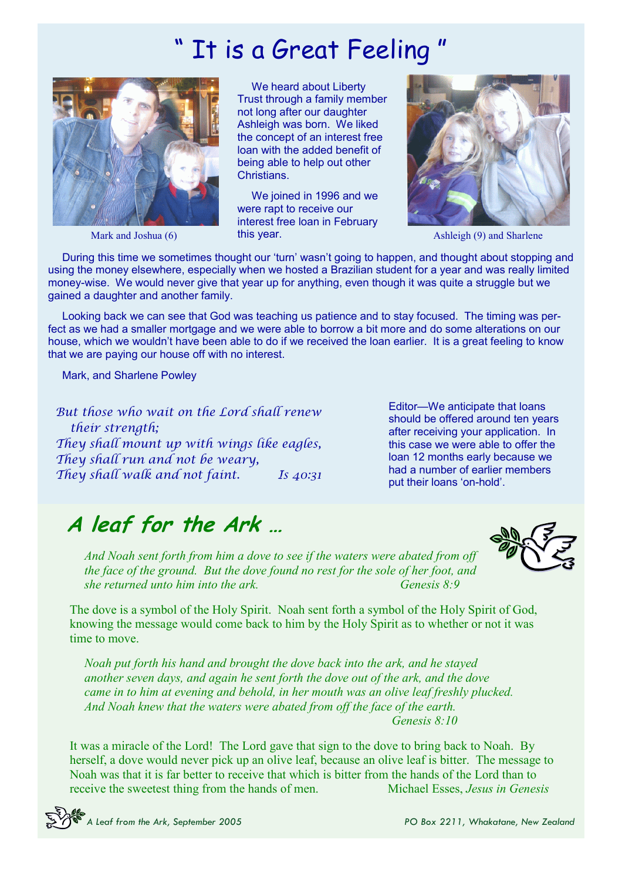# " It is a Great Feeling "

Mark and Joshua (6)

We heard about Liberty Trust through a family member not long after our daughter Ashleigh was born. We liked the concept of an interest free loan with the added benefit of being able to help out other Christians.

We joined in 1996 and we were rapt to receive our interest free loan in February this year.

Ashleigh (9) and Sharlene

During this time we sometimes thought our 'turn' wasn't going to happen, and thought about stopping and using the money elsewhere, especially when we hosted a Brazilian student for a year and was really limited money-wise. We would never give that year up for anything, even though it was quite a struggle but we gained a daughter and another family.

Looking back we can see that God was teaching us patience and to stay focused. The timing was perfect as we had a smaller mortgage and we were able to borrow a bit more and do some alterations on our house, which we wouldn't have been able to do if we received the loan earlier. It is a great feeling to know that we are paying our house off with no interest.

Mark, and Sharlene Powley

*But those who wait on the Lord shall renew their strength;*
*They shall mount up with wings like eagles,*
*They shall run and not be weary,*
*They shall walk and not faint.* *Is 40:31*

Editor—We anticipate that loans should be offered around ten years after receiving your application. In this case we were able to offer the loan 12 months early because we had a number of earlier members put their loans 'on-hold'.

## *A leaf for the Ark …*

*And Noah sent forth from him a dove to see if the waters were abated from off the face of the ground. But the dove found no rest for the sole of her foot, and she returned unto him into the ark.* *Genesis 8:9*

The dove is a symbol of the Holy Spirit. Noah sent forth a symbol of the Holy Spirit of God, knowing the message would come back to him by the Holy Spirit as to whether or not it was time to move.

*Noah put forth his hand and brought the dove back into the ark, and he stayed another seven days, and again he sent forth the dove out of the ark, and the dove came in to him at evening and behold, in her mouth was an olive leaf freshly plucked. And Noah knew that the waters were abated from off the face of the earth.* *Genesis 8:10*

It was a miracle of the Lord! The Lord gave that sign to the dove to bring back to Noah. By herself, a dove would never pick up an olive leaf, because an olive leaf is bitter. The message to Noah was that it is far better to receive that which is bitter from the hands of the Lord than to receive the sweetest thing from the hands of men. Michael Esses, *Jesus in Genesis*